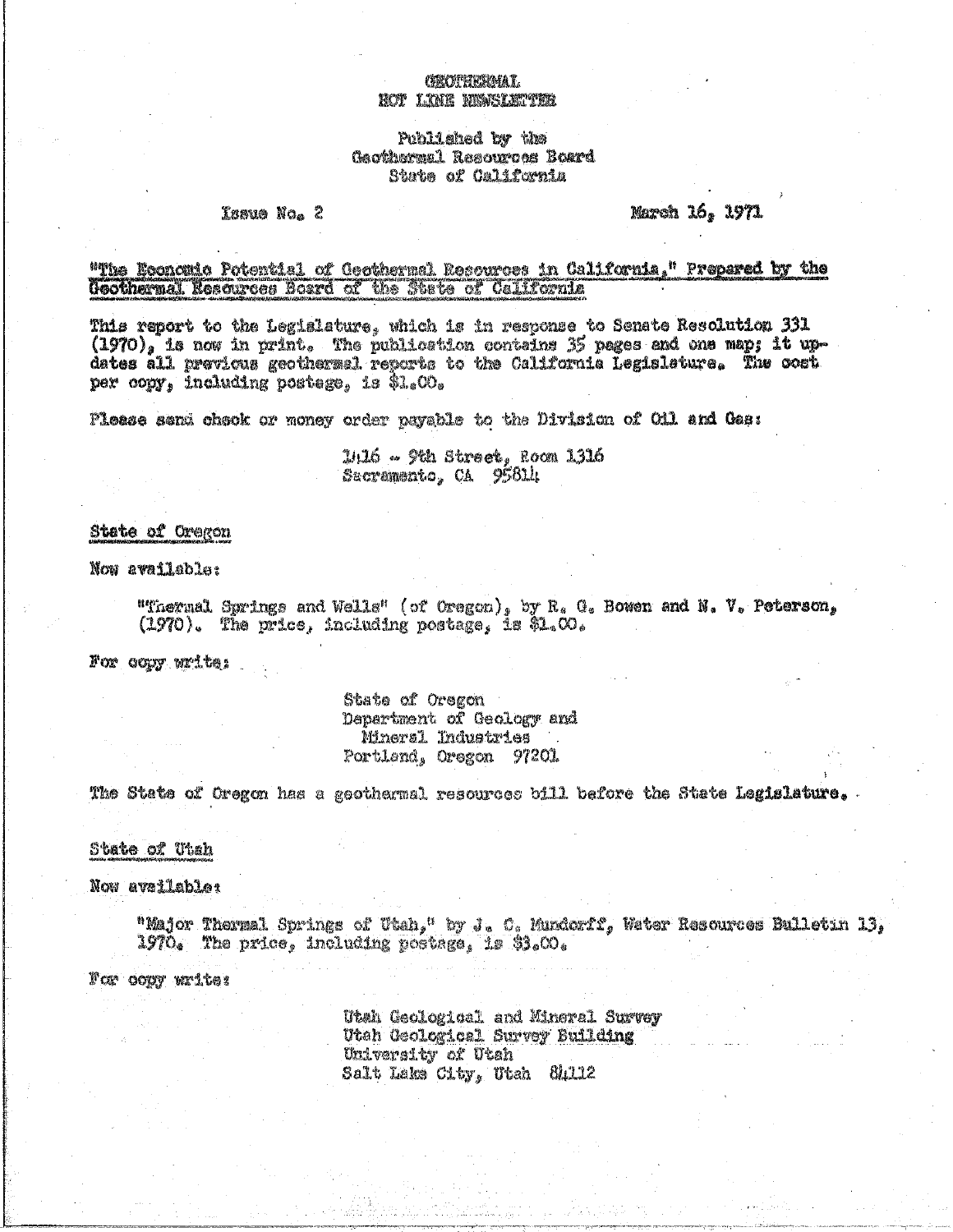# GEOTHERMAL
# HOT LINE NEWSLETTER

Published by the
Geothermal Resources Board
State of California

Issue No. 2 March 16, 1971

## "The Economic Potential of Geothermal Resources in California," Prepared by the Geothermal Resources Board of the State of California

This report to the Legislature, which is in response to Senate Resolution 331 (1970), is now in print. The publication contains 35 pages and one map; it updates all previous geothermal reports to the California Legislature. The cost per copy, including postage, is $1.00.

Please send check or money order payable to the Division of Oil and Gas:

1416 - 9th Street, Room 1316
Sacramento, CA 95814

## State of Oregon

Now available:

"Thermal Springs and Wells" (of Oregon), by R. G. Bowen and N. V. Peterson, (1970). The price, including postage, is $1.00.

For copy write:

State of Oregon
Department of Geology and
Mineral Industries
Portland, Oregon 97201

The State of Oregon has a geothermal resources bill before the State Legislature.

## State of Utah

Now available:

"Major Thermal Springs of Utah," by J. C. Mundorff, Water Resources Bulletin 13, 1970. The price, including postage, is $3.00.

For copy write:

Utah Geological and Mineral Survey
Utah Geological Survey Building
University of Utah
Salt Lake City, Utah 84112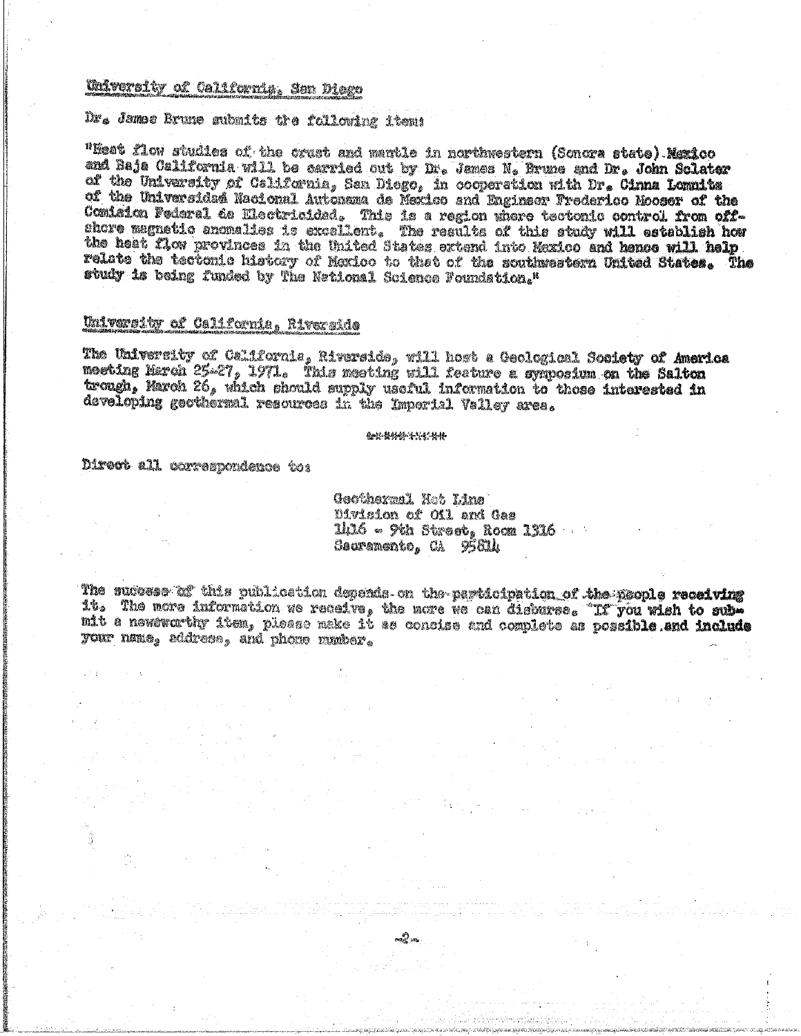University of California, San Diego

Dr. James Brune submits the following item:

"Heat flow studies of the crust and mantle in northwestern (Sonora state) Mexico and Baja California will be carried out by Dr. James N. Brune and Dr. John Sclater of the University of California, San Diego, in cooperation with Dr. Cinna Lomnitz of the Universidad Nacional Autonoma de Mexico and Engineer Frederico Mooser of the Comision Federal de Electricidad. This is a region where tectonic control from offshore magnetic anomalies is excellent. The results of this study will establish how the heat flow provinces in the United States extend into Mexico and hence will help relate the tectonic history of Mexico to that of the southwestern United States. The study is being funded by The National Science Foundation."

University of California, Riverside

The University of California, Riverside, will host a Geological Society of America meeting March 25-27, 1971. This meeting will feature a symposium on the Salton trough, March 26, which should supply useful information to those interested in developing geothermal resources in the Imperial Valley area.

\*\*\*\*\*\*\*\*\*

Direct all correspondence to:

Geothermal Hot Line
Division of Oil and Gas
1416 - 9th Street, Room 1316
Sacramento, CA 95814

The success of this publication depends on the participation of the people receiving it. The more information we receive, the more we can disburse. If you wish to submit a newsworthy item, please make it as concise and complete as possible and include your name, address, and phone number.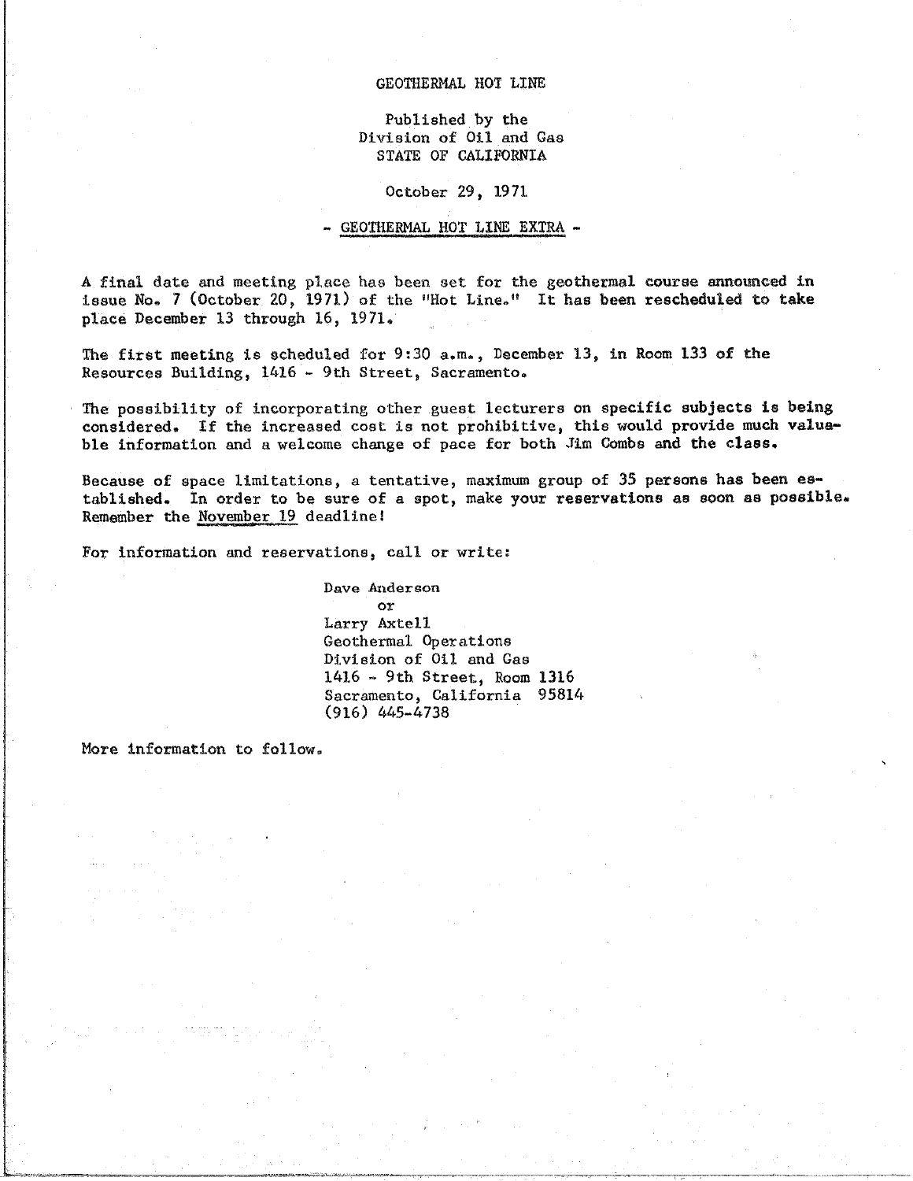GEOTHERMAL HOT LINE

Published by the
Division of Oil and Gas
STATE OF CALIFORNIA

October 29, 1971

## - GEOTHERMAL HOT LINE EXTRA -

A final date and meeting place has been set for the geothermal course announced in issue No. 7 (October 20, 1971) of the "Hot Line." It has been rescheduled to take place December 13 through 16, 1971.

The first meeting is scheduled for 9:30 a.m., December 13, in Room 133 of the Resources Building, 1416 - 9th Street, Sacramento.

The possibility of incorporating other guest lecturers on specific subjects is being considered. If the increased cost is not prohibitive, this would provide much valuable information and a welcome change of pace for both Jim Combs and the class.

Because of space limitations, a tentative, maximum group of 35 persons has been established. In order to be sure of a spot, make your reservations as soon as possible. Remember the November 19 deadline!

For information and reservations, call or write:

Dave Anderson
or
Larry Axtell
Geothermal Operations
Division of Oil and Gas
1416 - 9th Street, Room 1316
Sacramento, California 95814
(916) 445-4738

More information to follow.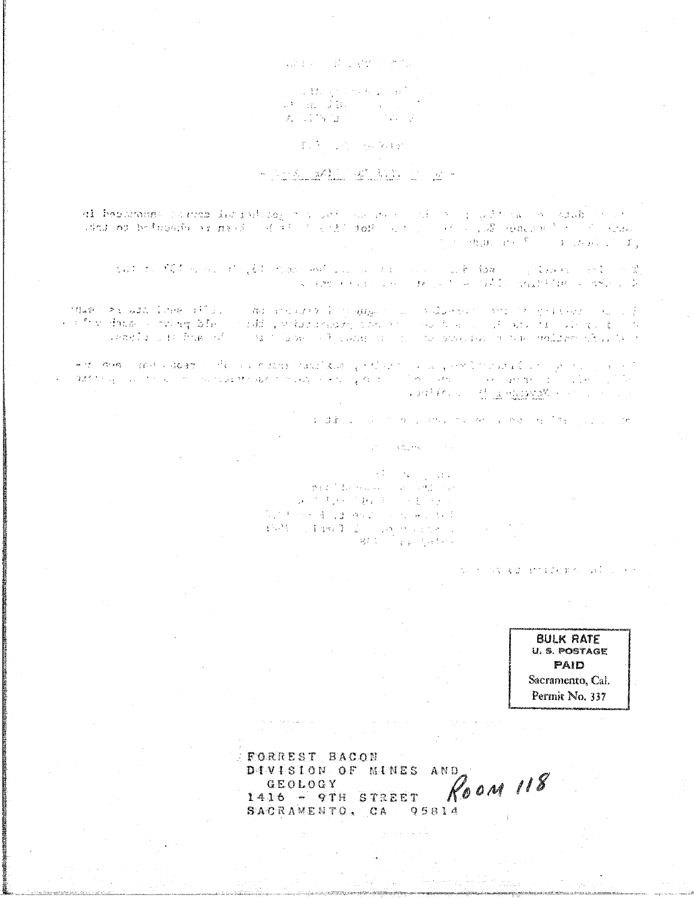BULK RATE
U. S. POSTAGE
PAID
Sacramento, Cal.
Permit No. 337

FORREST BACON
DIVISION OF MINES AND
GEOLOGY
1416 - 9TH STREET
SACRAMENTO, CA 95814

*Room 118*